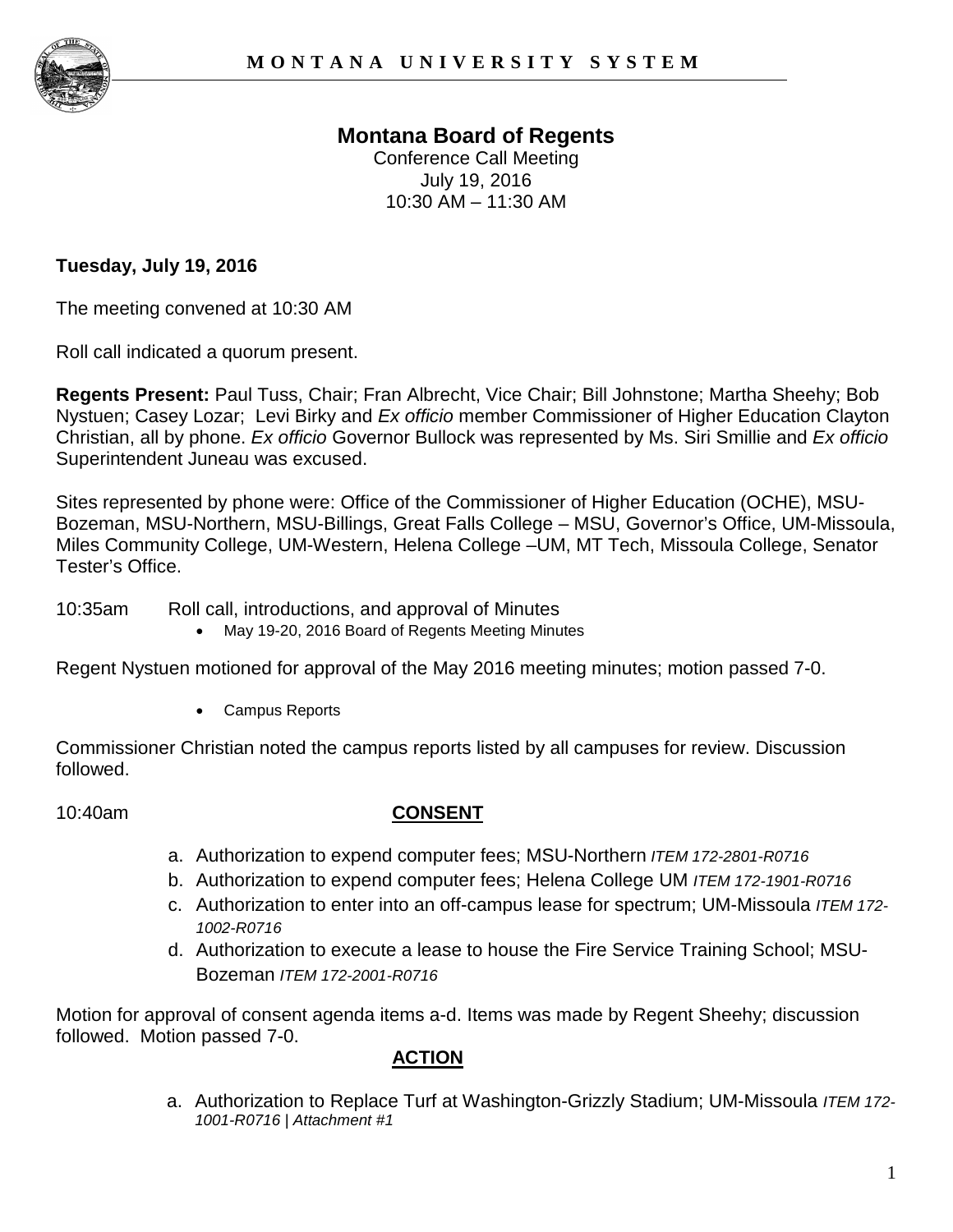**MONTANA UNIVERSITY SYSTEM**

# Montana Board of Regents

Conference Call Meeting
July 19, 2016
10:30 AM – 11:30 AM

**Tuesday, July 19, 2016**

The meeting convened at 10:30 AM

Roll call indicated a quorum present.

**Regents Present:** Paul Tuss, Chair; Fran Albrecht, Vice Chair; Bill Johnstone; Martha Sheehy; Bob Nystuen; Casey Lozar; Levi Birky and *Ex officio* member Commissioner of Higher Education Clayton Christian, all by phone. *Ex officio* Governor Bullock was represented by Ms. Siri Smillie and *Ex officio* Superintendent Juneau was excused.

Sites represented by phone were: Office of the Commissioner of Higher Education (OCHE), MSU-Bozeman, MSU-Northern, MSU-Billings, Great Falls College – MSU, Governor's Office, UM-Missoula, Miles Community College, UM-Western, Helena College –UM, MT Tech, Missoula College, Senator Tester's Office.

10:35am Roll call, introductions, and approval of Minutes

- May 19-20, 2016 Board of Regents Meeting Minutes

Regent Nystuen motioned for approval of the May 2016 meeting minutes; motion passed 7-0.

- Campus Reports

Commissioner Christian noted the campus reports listed by all campuses for review. Discussion followed.

10:40am **CONSENT**

a. Authorization to expend computer fees; MSU-Northern *ITEM 172-2801-R0716*
b. Authorization to expend computer fees; Helena College UM *ITEM 172-1901-R0716*
c. Authorization to enter into an off-campus lease for spectrum; UM-Missoula *ITEM 172-1002-R0716*
d. Authorization to execute a lease to house the Fire Service Training School; MSU-Bozeman *ITEM 172-2001-R0716*

Motion for approval of consent agenda items a-d. Items was made by Regent Sheehy; discussion followed. Motion passed 7-0.

**ACTION**

a. Authorization to Replace Turf at Washington-Grizzly Stadium; UM-Missoula *ITEM 172-1001-R0716 | Attachment #1*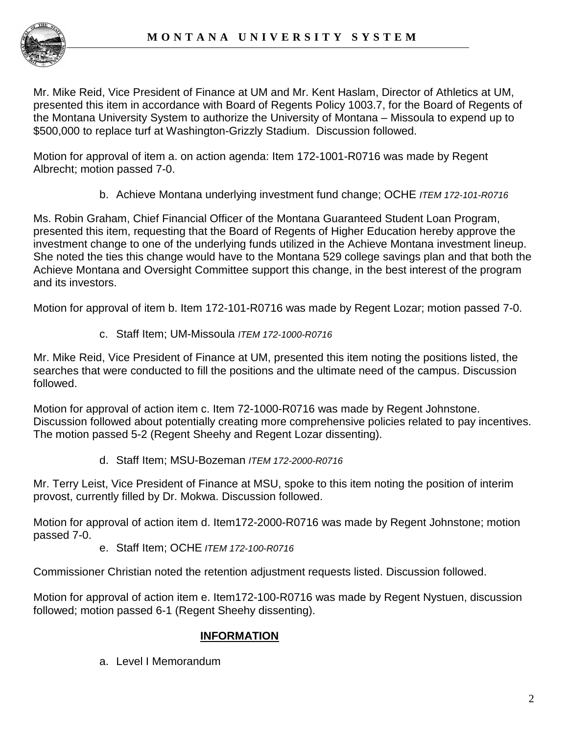Mr. Mike Reid, Vice President of Finance at UM and Mr. Kent Haslam, Director of Athletics at UM, presented this item in accordance with Board of Regents Policy 1003.7, for the Board of Regents of the Montana University System to authorize the University of Montana – Missoula to expend up to $500,000 to replace turf at Washington-Grizzly Stadium. Discussion followed.

Motion for approval of item a. on action agenda: Item 172-1001-R0716 was made by Regent Albrecht; motion passed 7-0.

b. Achieve Montana underlying investment fund change; OCHE *ITEM 172-101-R0716*

Ms. Robin Graham, Chief Financial Officer of the Montana Guaranteed Student Loan Program, presented this item, requesting that the Board of Regents of Higher Education hereby approve the investment change to one of the underlying funds utilized in the Achieve Montana investment lineup. She noted the ties this change would have to the Montana 529 college savings plan and that both the Achieve Montana and Oversight Committee support this change, in the best interest of the program and its investors.

Motion for approval of item b. Item 172-101-R0716 was made by Regent Lozar; motion passed 7-0.

c. Staff Item; UM-Missoula *ITEM 172-1000-R0716*

Mr. Mike Reid, Vice President of Finance at UM, presented this item noting the positions listed, the searches that were conducted to fill the positions and the ultimate need of the campus. Discussion followed.

Motion for approval of action item c. Item 72-1000-R0716 was made by Regent Johnstone. Discussion followed about potentially creating more comprehensive policies related to pay incentives. The motion passed 5-2 (Regent Sheehy and Regent Lozar dissenting).

d. Staff Item; MSU-Bozeman *ITEM 172-2000-R0716*

Mr. Terry Leist, Vice President of Finance at MSU, spoke to this item noting the position of interim provost, currently filled by Dr. Mokwa. Discussion followed.

Motion for approval of action item d. Item172-2000-R0716 was made by Regent Johnstone; motion passed 7-0.

e. Staff Item; OCHE *ITEM 172-100-R0716*

Commissioner Christian noted the retention adjustment requests listed. Discussion followed.

Motion for approval of action item e. Item172-100-R0716 was made by Regent Nystuen, discussion followed; motion passed 6-1 (Regent Sheehy dissenting).

## INFORMATION

a. Level I Memorandum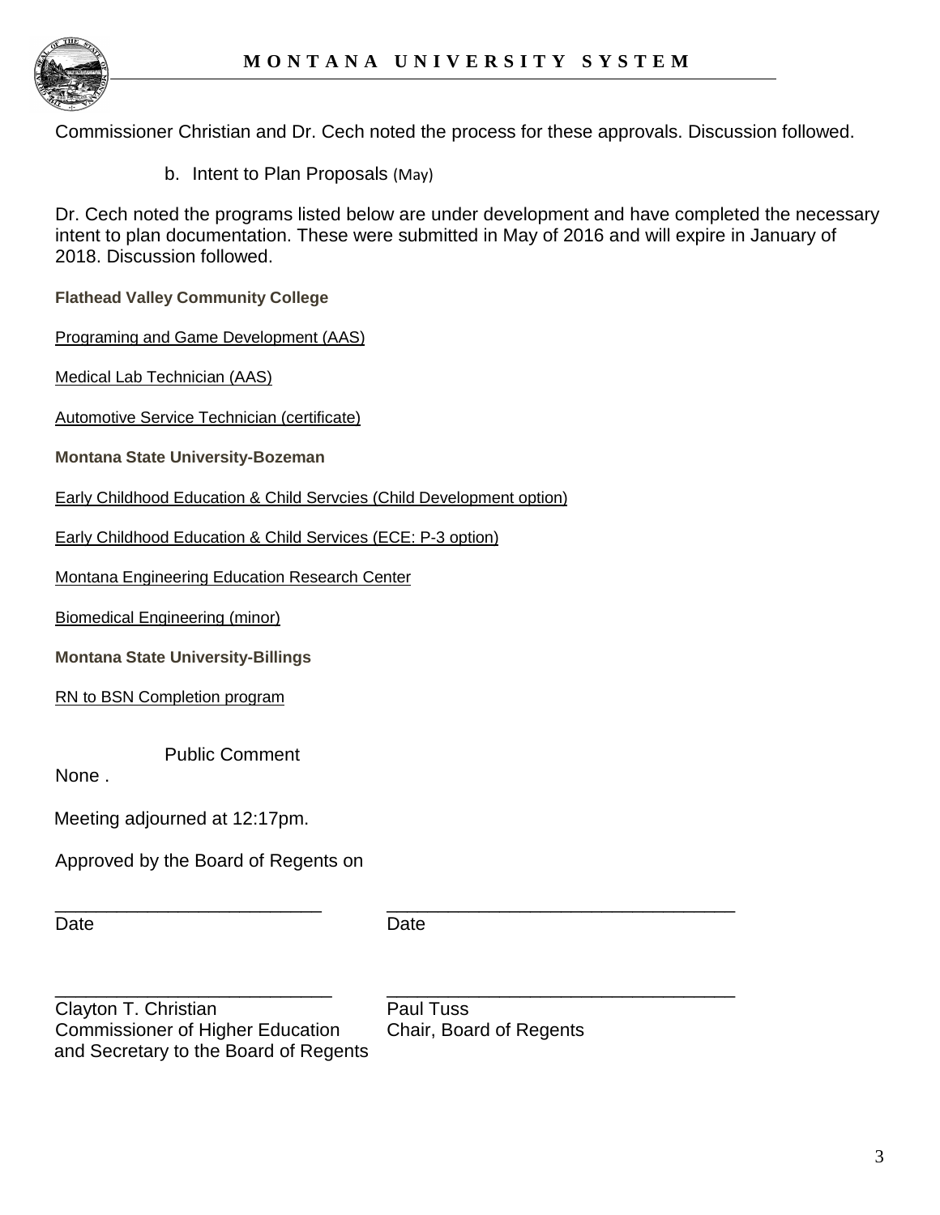Commissioner Christian and Dr. Cech noted the process for these approvals. Discussion followed.

b. Intent to Plan Proposals (May)

Dr. Cech noted the programs listed below are under development and have completed the necessary intent to plan documentation. These were submitted in May of 2016 and will expire in January of 2018. Discussion followed.

**Flathead Valley Community College**

Programing and Game Development (AAS)

Medical Lab Technician (AAS)

Automotive Service Technician (certificate)

**Montana State University-Bozeman**

Early Childhood Education & Child Servcies (Child Development option)

Early Childhood Education & Child Services (ECE: P-3 option)

Montana Engineering Education Research Center

Biomedical Engineering (minor)

**Montana State University-Billings**

RN to BSN Completion program

Public Comment

None .

Meeting adjourned at 12:17pm.

Approved by the Board of Regents on

___________________________ ___________________________________
Date Date

___________________________ ___________________________________
Clayton T. Christian Paul Tuss
Commissioner of Higher Education Chair, Board of Regents
and Secretary to the Board of Regents